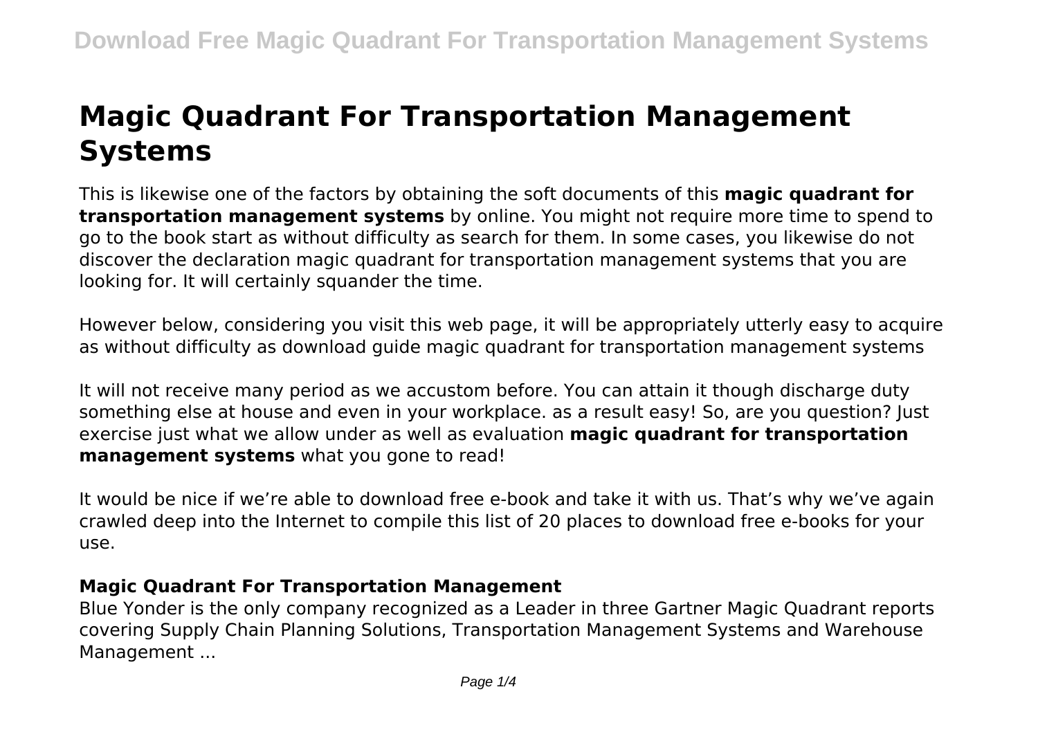# Magic Quadrant For Transportation Management Systems

This is likewise one of the factors by obtaining the soft documents of this **magic quadrant for transportation management systems** by online. You might not require more time to spend to go to the book start as without difficulty as search for them. In some cases, you likewise do not discover the declaration magic quadrant for transportation management systems that you are looking for. It will certainly squander the time.

However below, considering you visit this web page, it will be appropriately utterly easy to acquire as without difficulty as download guide magic quadrant for transportation management systems

It will not receive many period as we accustom before. You can attain it though discharge duty something else at house and even in your workplace. as a result easy! So, are you question? Just exercise just what we allow under as well as evaluation **magic quadrant for transportation management systems** what you gone to read!

It would be nice if we're able to download free e-book and take it with us. That's why we've again crawled deep into the Internet to compile this list of 20 places to download free e-books for your use.

### Magic Quadrant For Transportation Management

Blue Yonder is the only company recognized as a Leader in three Gartner Magic Quadrant reports covering Supply Chain Planning Solutions, Transportation Management Systems and Warehouse Management ...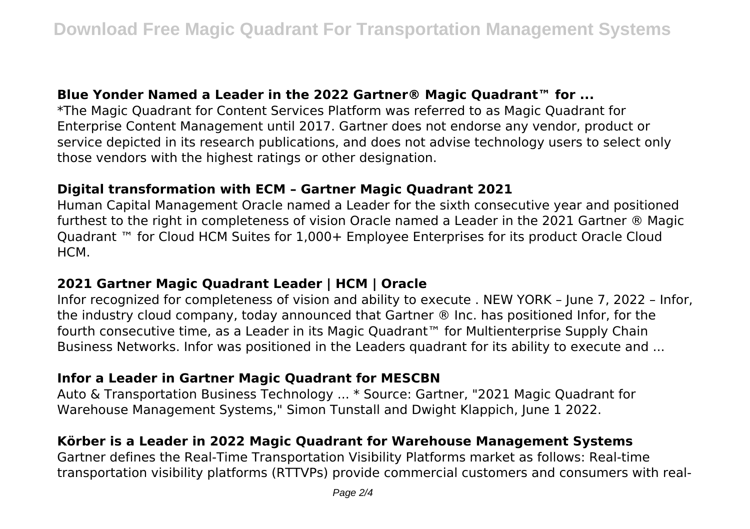### Blue Yonder Named a Leader in the 2022 Gartner® Magic Quadrant™ for ...

*The Magic Quadrant for Content Services Platform was referred to as Magic Quadrant for Enterprise Content Management until 2017. Gartner does not endorse any vendor, product or service depicted in its research publications, and does not advise technology users to select only those vendors with the highest ratings or other designation.

### Digital transformation with ECM – Gartner Magic Quadrant 2021

Human Capital Management Oracle named a Leader for the sixth consecutive year and positioned furthest to the right in completeness of vision Oracle named a Leader in the 2021 Gartner ® Magic Quadrant ™ for Cloud HCM Suites for 1,000+ Employee Enterprises for its product Oracle Cloud HCM.

### 2021 Gartner Magic Quadrant Leader | HCM | Oracle

Infor recognized for completeness of vision and ability to execute . NEW YORK – June 7, 2022 – Infor, the industry cloud company, today announced that Gartner ® Inc. has positioned Infor, for the fourth consecutive time, as a Leader in its Magic Quadrant™ for Multienterprise Supply Chain Business Networks. Infor was positioned in the Leaders quadrant for its ability to execute and ...

### Infor a Leader in Gartner Magic Quadrant for MESCBN

Auto & Transportation Business Technology ... * Source: Gartner, "2021 Magic Quadrant for Warehouse Management Systems," Simon Tunstall and Dwight Klappich, June 1 2022.

### Körber is a Leader in 2022 Magic Quadrant for Warehouse Management Systems

Gartner defines the Real-Time Transportation Visibility Platforms market as follows: Real-time transportation visibility platforms (RTTVPs) provide commercial customers and consumers with real-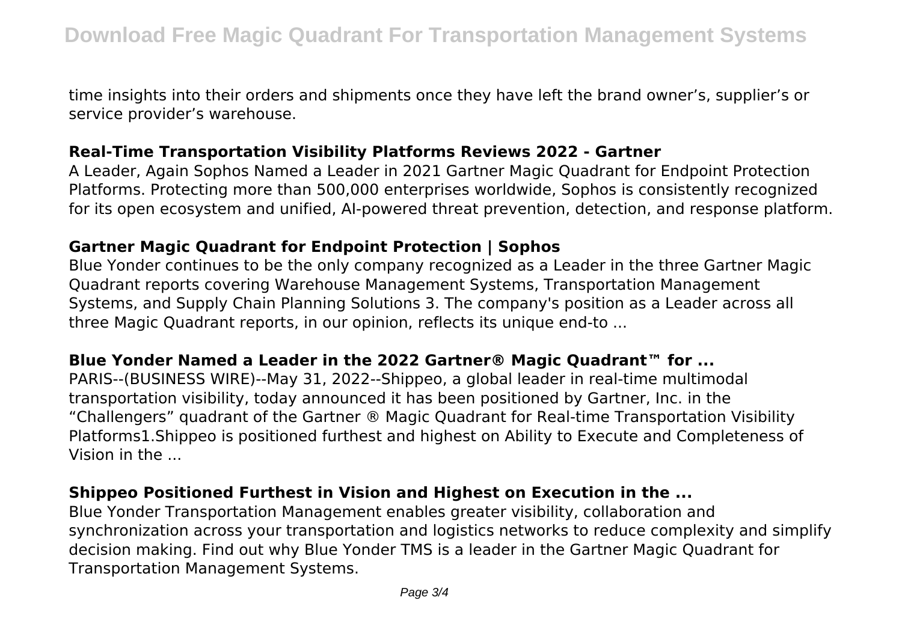time insights into their orders and shipments once they have left the brand owner's, supplier's or service provider's warehouse.

### Real-Time Transportation Visibility Platforms Reviews 2022 - Gartner

A Leader, Again Sophos Named a Leader in 2021 Gartner Magic Quadrant for Endpoint Protection Platforms. Protecting more than 500,000 enterprises worldwide, Sophos is consistently recognized for its open ecosystem and unified, AI-powered threat prevention, detection, and response platform.

### Gartner Magic Quadrant for Endpoint Protection | Sophos

Blue Yonder continues to be the only company recognized as a Leader in the three Gartner Magic Quadrant reports covering Warehouse Management Systems, Transportation Management Systems, and Supply Chain Planning Solutions 3. The company's position as a Leader across all three Magic Quadrant reports, in our opinion, reflects its unique end-to ...

### Blue Yonder Named a Leader in the 2022 Gartner® Magic Quadrant™ for ...

PARIS--(BUSINESS WIRE)--May 31, 2022--Shippeo, a global leader in real-time multimodal transportation visibility, today announced it has been positioned by Gartner, Inc. in the "Challengers" quadrant of the Gartner ® Magic Quadrant for Real-time Transportation Visibility Platforms1.Shippeo is positioned furthest and highest on Ability to Execute and Completeness of Vision in the ...

### Shippeo Positioned Furthest in Vision and Highest on Execution in the ...

Blue Yonder Transportation Management enables greater visibility, collaboration and synchronization across your transportation and logistics networks to reduce complexity and simplify decision making. Find out why Blue Yonder TMS is a leader in the Gartner Magic Quadrant for Transportation Management Systems.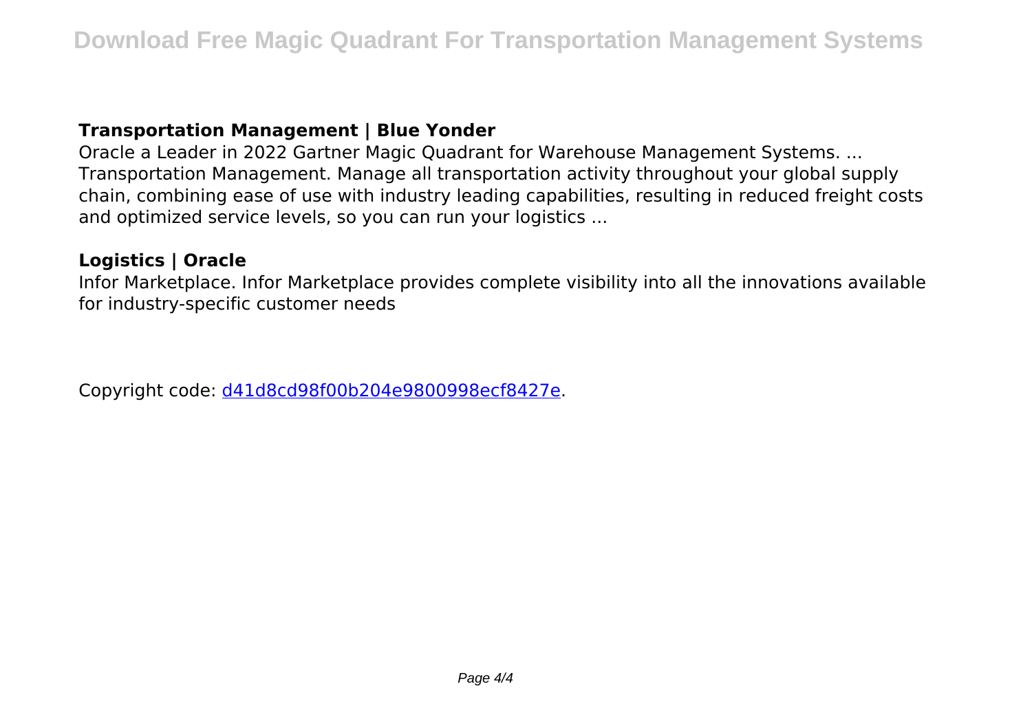### Transportation Management | Blue Yonder

Oracle a Leader in 2022 Gartner Magic Quadrant for Warehouse Management Systems. ... Transportation Management. Manage all transportation activity throughout your global supply chain, combining ease of use with industry leading capabilities, resulting in reduced freight costs and optimized service levels, so you can run your logistics ...

### Logistics | Oracle

Infor Marketplace. Infor Marketplace provides complete visibility into all the innovations available for industry-specific customer needs

Copyright code: [d41d8cd98f00b204e9800998ecf8427e](d41d8cd98f00b204e9800998ecf8427e).